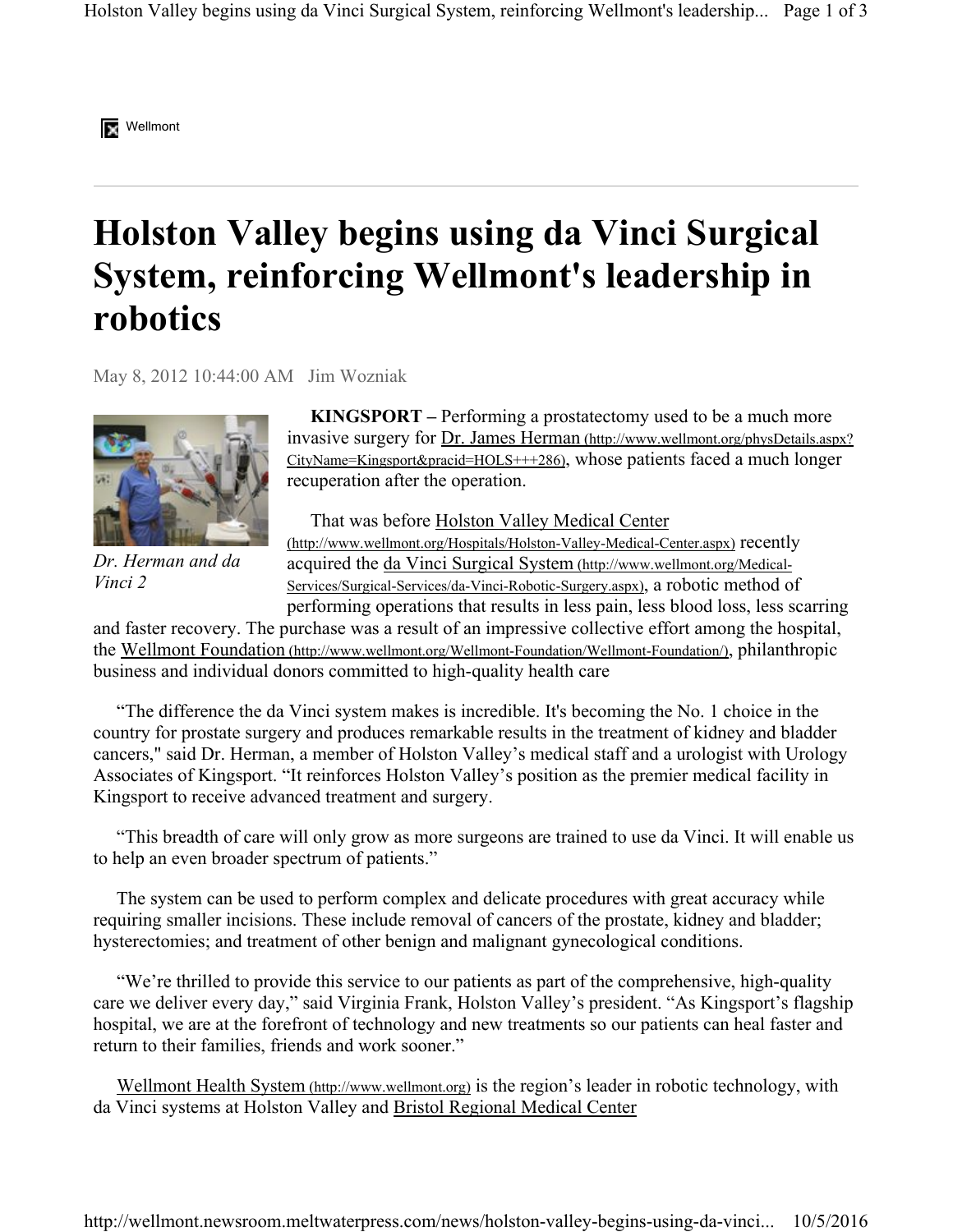Wellmont

# Holston Valley begins using da Vinci Surgical System, reinforcing Wellmont's leadership in robotics

May 8, 2012 10:44:00 AM Jim Wozniak

*Dr. Herman and da Vinci 2*

**KINGSPORT –** Performing a prostatectomy used to be a much more invasive surgery for Dr. James Herman (http://www.wellmont.org/physDetails.aspx?CityName=Kingsport&pracid=HOLS+++286), whose patients faced a much longer recuperation after the operation.

That was before Holston Valley Medical Center (http://www.wellmont.org/Hospitals/Holston-Valley-Medical-Center.aspx) recently acquired the da Vinci Surgical System (http://www.wellmont.org/Medical-Services/Surgical-Services/da-Vinci-Robotic-Surgery.aspx), a robotic method of performing operations that results in less pain, less blood loss, less scarring and faster recovery. The purchase was a result of an impressive collective effort among the hospital, the Wellmont Foundation (http://www.wellmont.org/Wellmont-Foundation/Wellmont-Foundation/), philanthropic business and individual donors committed to high-quality health care

"The difference the da Vinci system makes is incredible. It's becoming the No. 1 choice in the country for prostate surgery and produces remarkable results in the treatment of kidney and bladder cancers," said Dr. Herman, a member of Holston Valley's medical staff and a urologist with Urology Associates of Kingsport. "It reinforces Holston Valley's position as the premier medical facility in Kingsport to receive advanced treatment and surgery.

"This breadth of care will only grow as more surgeons are trained to use da Vinci. It will enable us to help an even broader spectrum of patients."

The system can be used to perform complex and delicate procedures with great accuracy while requiring smaller incisions. These include removal of cancers of the prostate, kidney and bladder; hysterectomies; and treatment of other benign and malignant gynecological conditions.

"We're thrilled to provide this service to our patients as part of the comprehensive, high-quality care we deliver every day," said Virginia Frank, Holston Valley's president. "As Kingsport's flagship hospital, we are at the forefront of technology and new treatments so our patients can heal faster and return to their families, friends and work sooner."

Wellmont Health System (http://www.wellmont.org) is the region's leader in robotic technology, with da Vinci systems at Holston Valley and Bristol Regional Medical Center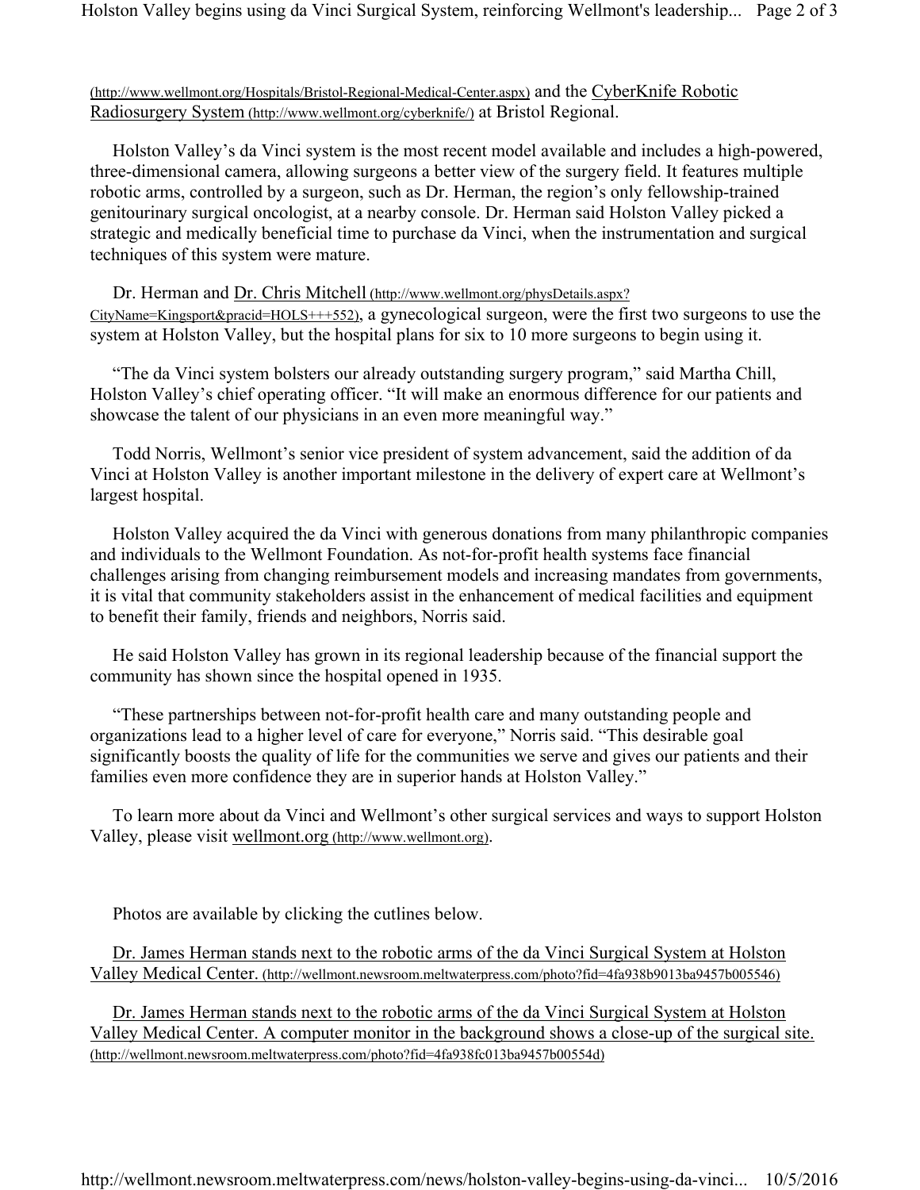(http://www.wellmont.org/Hospitals/Bristol-Regional-Medical-Center.aspx) and the CyberKnife Robotic Radiosurgery System (http://www.wellmont.org/cyberknife/) at Bristol Regional.

Holston Valley's da Vinci system is the most recent model available and includes a high-powered, three-dimensional camera, allowing surgeons a better view of the surgery field. It features multiple robotic arms, controlled by a surgeon, such as Dr. Herman, the region's only fellowship-trained genitourinary surgical oncologist, at a nearby console. Dr. Herman said Holston Valley picked a strategic and medically beneficial time to purchase da Vinci, when the instrumentation and surgical techniques of this system were mature.

Dr. Herman and Dr. Chris Mitchell (http://www.wellmont.org/physDetails.aspx?CityName=Kingsport&pracid=HOLS+++552), a gynecological surgeon, were the first two surgeons to use the system at Holston Valley, but the hospital plans for six to 10 more surgeons to begin using it.

"The da Vinci system bolsters our already outstanding surgery program," said Martha Chill, Holston Valley's chief operating officer. "It will make an enormous difference for our patients and showcase the talent of our physicians in an even more meaningful way."

Todd Norris, Wellmont's senior vice president of system advancement, said the addition of da Vinci at Holston Valley is another important milestone in the delivery of expert care at Wellmont's largest hospital.

Holston Valley acquired the da Vinci with generous donations from many philanthropic companies and individuals to the Wellmont Foundation. As not-for-profit health systems face financial challenges arising from changing reimbursement models and increasing mandates from governments, it is vital that community stakeholders assist in the enhancement of medical facilities and equipment to benefit their family, friends and neighbors, Norris said.

He said Holston Valley has grown in its regional leadership because of the financial support the community has shown since the hospital opened in 1935.

"These partnerships between not-for-profit health care and many outstanding people and organizations lead to a higher level of care for everyone," Norris said. "This desirable goal significantly boosts the quality of life for the communities we serve and gives our patients and their families even more confidence they are in superior hands at Holston Valley."

To learn more about da Vinci and Wellmont's other surgical services and ways to support Holston Valley, please visit wellmont.org (http://www.wellmont.org).

Photos are available by clicking the cutlines below.

Dr. James Herman stands next to the robotic arms of the da Vinci Surgical System at Holston Valley Medical Center. (http://wellmont.newsroom.meltwaterpress.com/photo?fid=4fa938b9013ba9457b005546)

Dr. James Herman stands next to the robotic arms of the da Vinci Surgical System at Holston Valley Medical Center. A computer monitor in the background shows a close-up of the surgical site. (http://wellmont.newsroom.meltwaterpress.com/photo?fid=4fa938fc013ba9457b00554d)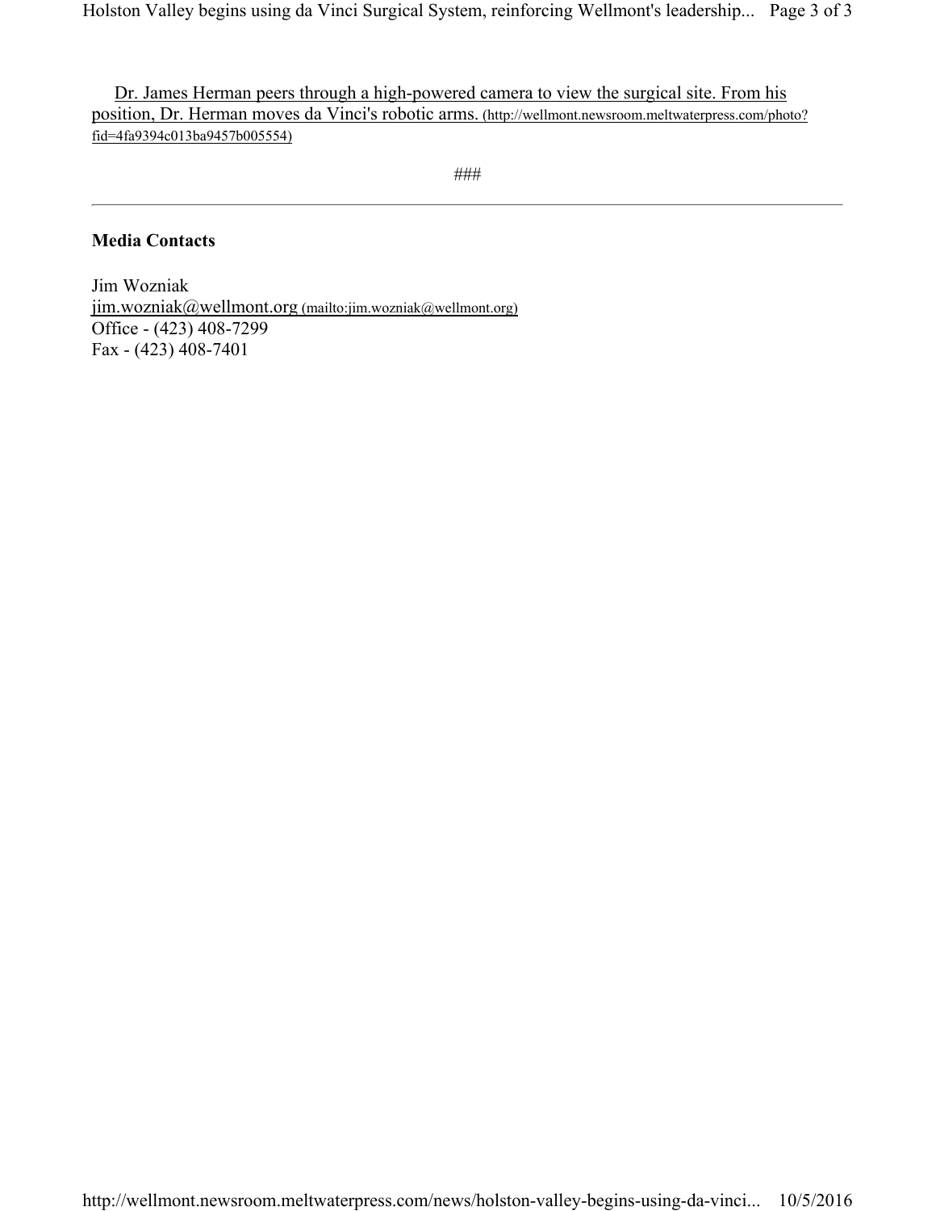Dr. James Herman peers through a high-powered camera to view the surgical site. From his position, Dr. Herman moves da Vinci's robotic arms. (http://wellmont.newsroom.meltwaterpress.com/photo?fid=4fa9394c013ba9457b005554)

###

---

**Media Contacts**

Jim Wozniak
jim.wozniak@wellmont.org (mailto:jim.wozniak@wellmont.org)
Office - (423) 408-7299
Fax - (423) 408-7401